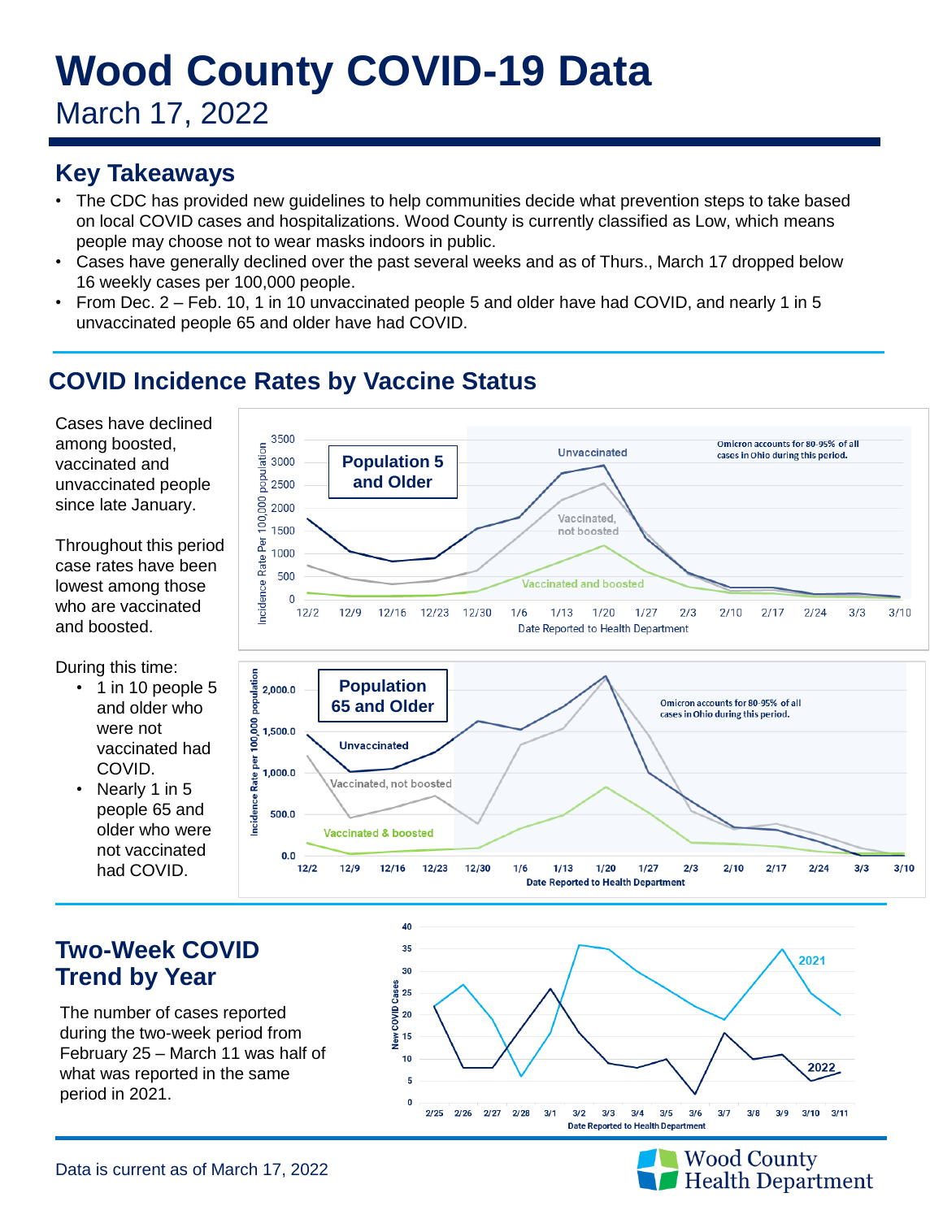# Wood County COVID-19 Data

March 17, 2022

## Key Takeaways

- The CDC has provided new guidelines to help communities decide what prevention steps to take based on local COVID cases and hospitalizations. Wood County is currently classified as Low, which means people may choose not to wear masks indoors in public.
- Cases have generally declined over the past several weeks and as of Thurs., March 17 dropped below 16 weekly cases per 100,000 people.
- From Dec. 2 – Feb. 10, 1 in 10 unvaccinated people 5 and older have had COVID, and nearly 1 in 5 unvaccinated people 65 and older have had COVID.

## COVID Incidence Rates by Vaccine Status

Cases have declined among boosted, vaccinated and unvaccinated people since late January.

Throughout this period case rates have been lowest among those who are vaccinated and boosted.

During this time:

- 1 in 10 people 5 and older who were not vaccinated had COVID.
- Nearly 1 in 5 people 65 and older who were not vaccinated had COVID.

## Two-Week COVID Trend by Year

The number of cases reported during the two-week period from February 25 – March 11 was half of what was reported in the same period in 2021.

Data is current as of March 17, 2022

Wood County Health Department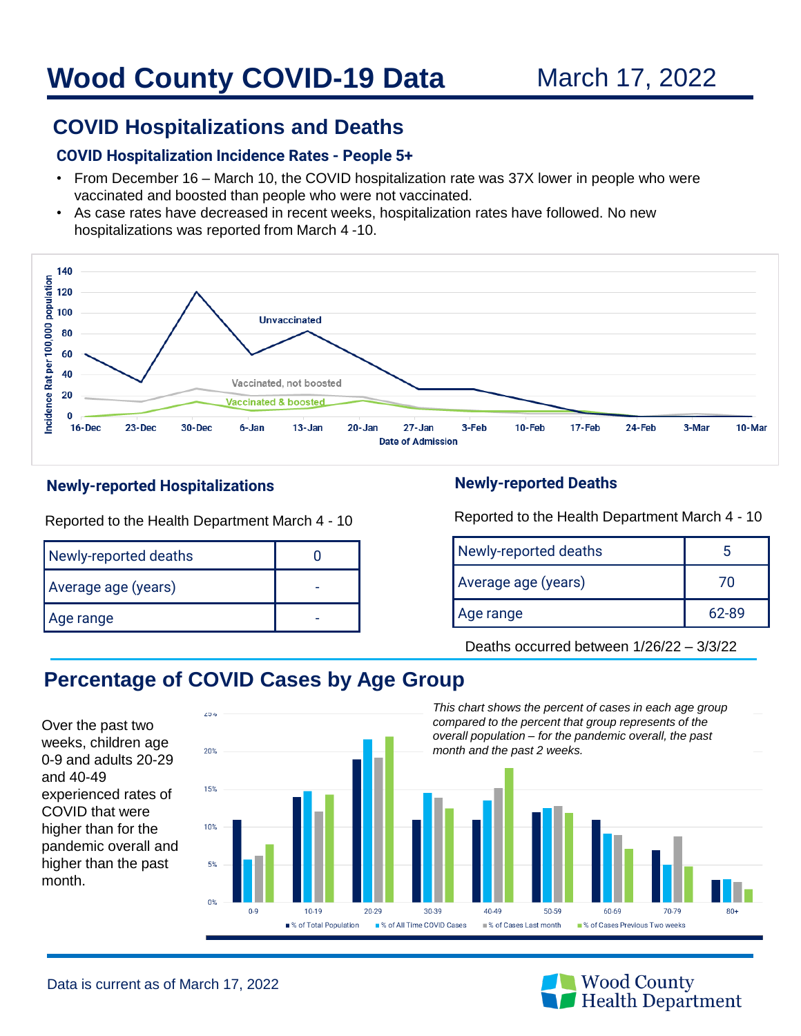# Wood County COVID-19 Data

March 17, 2022

## COVID Hospitalizations and Deaths

### COVID Hospitalization Incidence Rates - People 5+

- From December 16 – March 10, the COVID hospitalization rate was 37X lower in people who were vaccinated and boosted than people who were not vaccinated.
- As case rates have decreased in recent weeks, hospitalization rates have followed. No new hospitalizations was reported from March 4 -10.

Incidence Rat per 100,000 population

140
120
100
80
60
40
20
0

Unvaccinated
Vaccinated, not boosted
Vaccinated & boosted

16-Dec 23-Dec 30-Dec 6-Jan 13-Jan 20-Jan 27-Jan 3-Feb 10-Feb 17-Feb 24-Feb 3-Mar 10-Mar

Date of Admission

### Newly-reported Hospitalizations

Reported to the Health Department March 4 - 10

| | |
|---|---|
| Newly-reported deaths | 0 |
| Average age (years) | - |
| Age range | - |

### Newly-reported Deaths

Reported to the Health Department March 4 - 10

| | |
|---|---|
| Newly-reported deaths | 5 |
| Average age (years) | 70 |
| Age range | 62-89 |

Deaths occurred between 1/26/22 – 3/3/22

## Percentage of COVID Cases by Age Group

Over the past two weeks, children age 0-9 and adults 20-29 and 40-49 experienced rates of COVID that were higher than for the pandemic overall and higher than the past month.

*This chart shows the percent of cases in each age group compared to the percent that group represents of the overall population – for the pandemic overall, the past month and the past 2 weeks.*

25%
20%
15%
10%
5%
0%

0-9 10-19 20-29 30-39 40-49 50-59 60-69 70-79 80+

% of Total Population
% of All Time COVID Cases
% of Cases Last month
% of Cases Previous Two weeks

Data is current as of March 17, 2022

Wood County Health Department